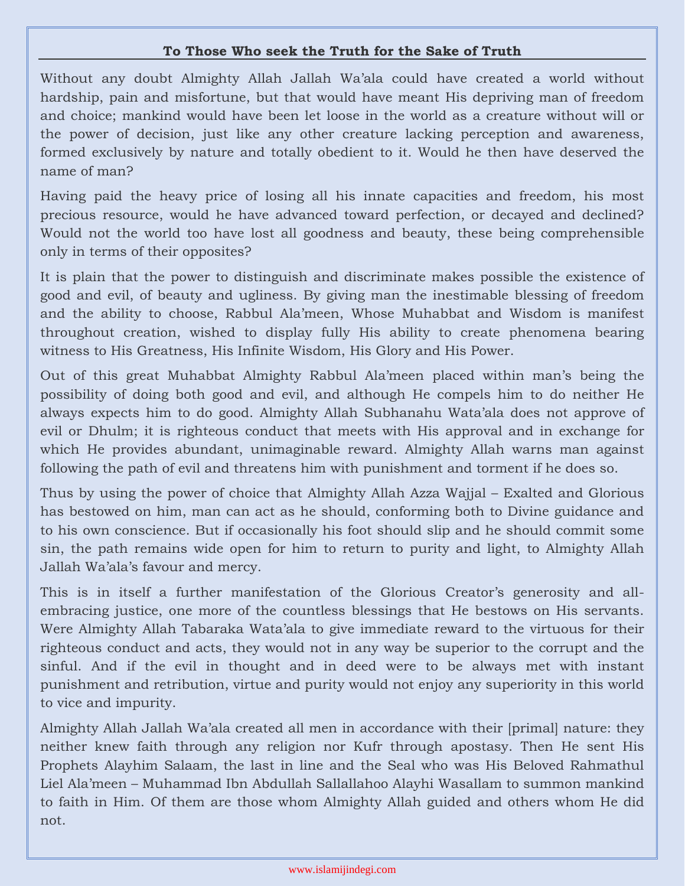## To Those Who seek the Truth for the Sake of Truth

Without any doubt Almighty Allah Jallah Wa'ala could have created a world without hardship, pain and misfortune, but that would have meant His depriving man of freedom and choice; mankind would have been let loose in the world as a creature without will or the power of decision, just like any other creature lacking perception and awareness, formed exclusively by nature and totally obedient to it. Would he then have deserved the name of man?

Having paid the heavy price of losing all his innate capacities and freedom, his most precious resource, would he have advanced toward perfection, or decayed and declined? Would not the world too have lost all goodness and beauty, these being comprehensible only in terms of their opposites?

It is plain that the power to distinguish and discriminate makes possible the existence of good and evil, of beauty and ugliness. By giving man the inestimable blessing of freedom and the ability to choose, Rabbul Ala'meen, Whose Muhabbat and Wisdom is manifest throughout creation, wished to display fully His ability to create phenomena bearing witness to His Greatness, His Infinite Wisdom, His Glory and His Power.

Out of this great Muhabbat Almighty Rabbul Ala'meen placed within man's being the possibility of doing both good and evil, and although He compels him to do neither He always expects him to do good. Almighty Allah Subhanahu Wata'ala does not approve of evil or Dhulm; it is righteous conduct that meets with His approval and in exchange for which He provides abundant, unimaginable reward. Almighty Allah warns man against following the path of evil and threatens him with punishment and torment if he does so.

Thus by using the power of choice that Almighty Allah Azza Wajjal – Exalted and Glorious has bestowed on him, man can act as he should, conforming both to Divine guidance and to his own conscience. But if occasionally his foot should slip and he should commit some sin, the path remains wide open for him to return to purity and light, to Almighty Allah Jallah Wa'ala's favour and mercy.

This is in itself a further manifestation of the Glorious Creator's generosity and all-embracing justice, one more of the countless blessings that He bestows on His servants. Were Almighty Allah Tabaraka Wata'ala to give immediate reward to the virtuous for their righteous conduct and acts, they would not in any way be superior to the corrupt and the sinful. And if the evil in thought and in deed were to be always met with instant punishment and retribution, virtue and purity would not enjoy any superiority in this world to vice and impurity.

Almighty Allah Jallah Wa'ala created all men in accordance with their [primal] nature: they neither knew faith through any religion nor Kufr through apostasy. Then He sent His Prophets Alayhim Salaam, the last in line and the Seal who was His Beloved Rahmathul Liel Ala'meen – Muhammad Ibn Abdullah Sallallahoo Alayhi Wasallam to summon mankind to faith in Him. Of them are those whom Almighty Allah guided and others whom He did not.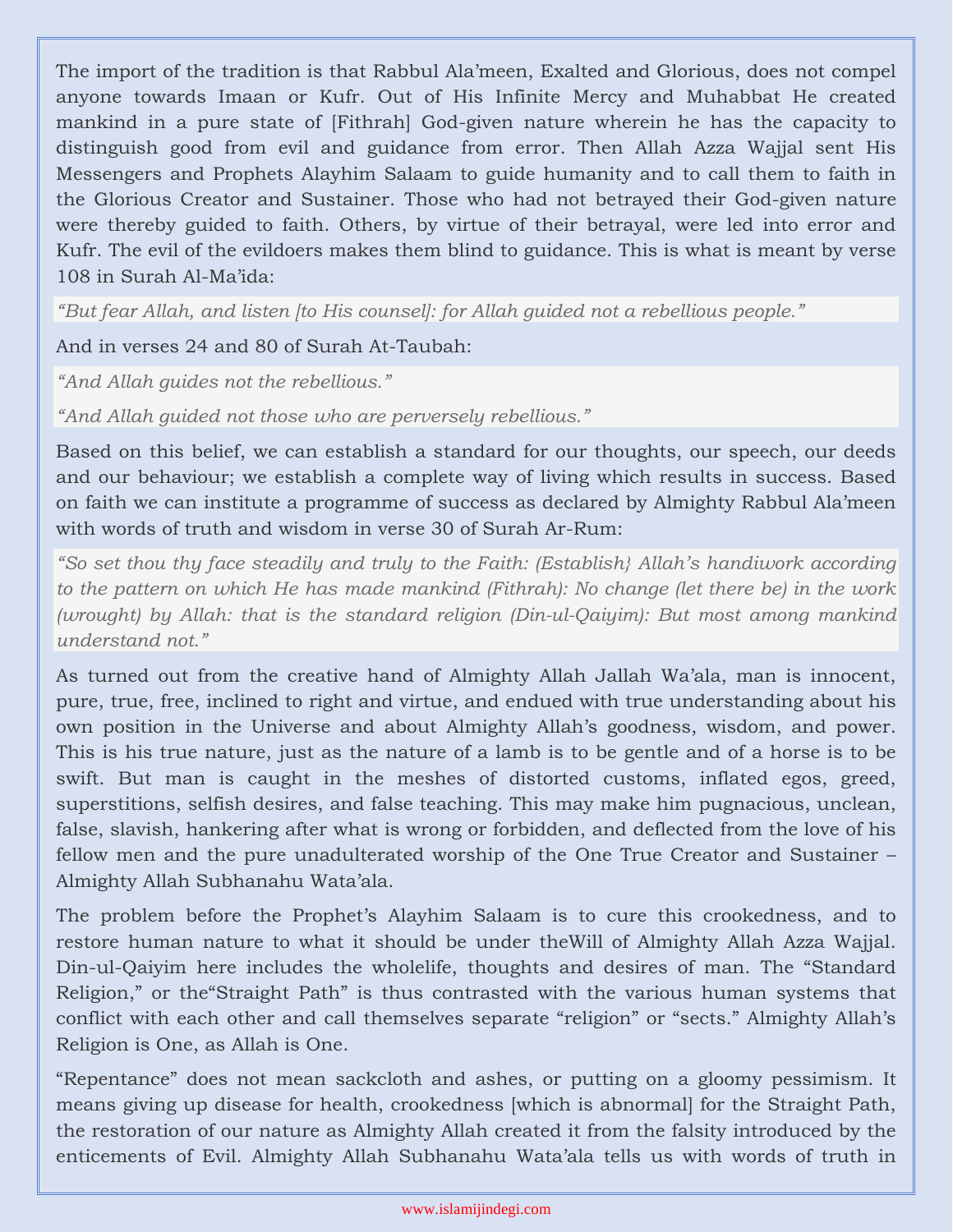The import of the tradition is that Rabbul Ala'meen, Exalted and Glorious, does not compel anyone towards Imaan or Kufr. Out of His Infinite Mercy and Muhabbat He created mankind in a pure state of [Fithrah] God-given nature wherein he has the capacity to distinguish good from evil and guidance from error. Then Allah Azza Wajjal sent His Messengers and Prophets Alayhim Salaam to guide humanity and to call them to faith in the Glorious Creator and Sustainer. Those who had not betrayed their God-given nature were thereby guided to faith. Others, by virtue of their betrayal, were led into error and Kufr. The evil of the evildoers makes them blind to guidance. This is what is meant by verse 108 in Surah Al-Ma'ida:

> *"But fear Allah, and listen [to His counsel]: for Allah guided not a rebellious people."*

And in verses 24 and 80 of Surah At-Taubah:

> *"And Allah guides not the rebellious."*
>
> *"And Allah guided not those who are perversely rebellious."*

Based on this belief, we can establish a standard for our thoughts, our speech, our deeds and our behaviour; we establish a complete way of living which results in success. Based on faith we can institute a programme of success as declared by Almighty Rabbul Ala'meen with words of truth and wisdom in verse 30 of Surah Ar-Rum:

> *"So set thou thy face steadily and truly to the Faith: (Establish} Allah's handiwork according to the pattern on which He has made mankind (Fithrah): No change (let there be) in the work (wrought) by Allah: that is the standard religion (Din-ul-Qaiyim): But most among mankind understand not."*

As turned out from the creative hand of Almighty Allah Jallah Wa'ala, man is innocent, pure, true, free, inclined to right and virtue, and endued with true understanding about his own position in the Universe and about Almighty Allah's goodness, wisdom, and power. This is his true nature, just as the nature of a lamb is to be gentle and of a horse is to be swift. But man is caught in the meshes of distorted customs, inflated egos, greed, superstitions, selfish desires, and false teaching. This may make him pugnacious, unclean, false, slavish, hankering after what is wrong or forbidden, and deflected from the love of his fellow men and the pure unadulterated worship of the One True Creator and Sustainer – Almighty Allah Subhanahu Wata'ala.

The problem before the Prophet's Alayhim Salaam is to cure this crookedness, and to restore human nature to what it should be under theWill of Almighty Allah Azza Wajjal. Din-ul-Qaiyim here includes the wholelife, thoughts and desires of man. The "Standard Religion," or the"Straight Path" is thus contrasted with the various human systems that conflict with each other and call themselves separate "religion" or "sects." Almighty Allah's Religion is One, as Allah is One.

"Repentance" does not mean sackcloth and ashes, or putting on a gloomy pessimism. It means giving up disease for health, crookedness [which is abnormal] for the Straight Path, the restoration of our nature as Almighty Allah created it from the falsity introduced by the enticements of Evil. Almighty Allah Subhanahu Wata'ala tells us with words of truth in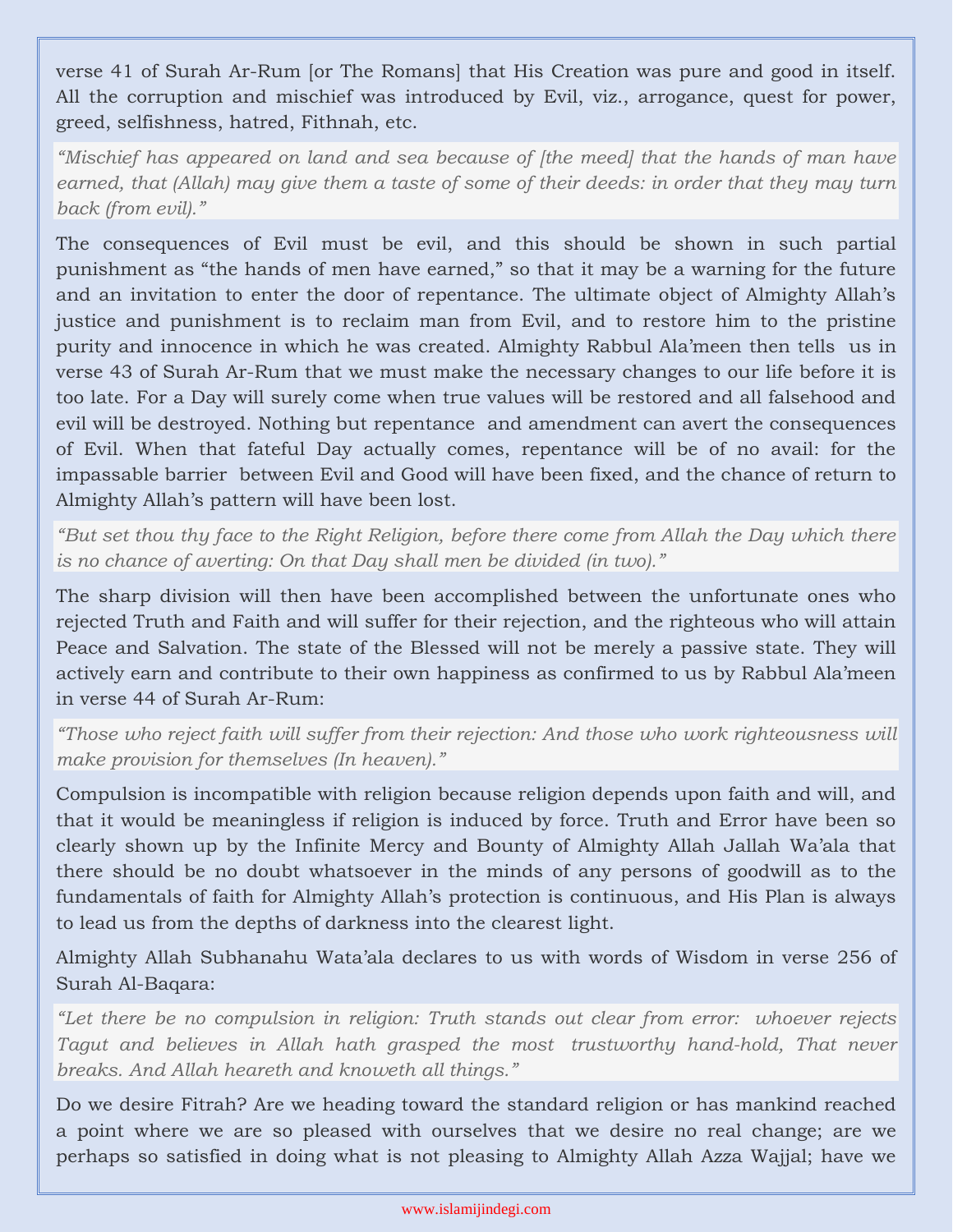verse 41 of Surah Ar-Rum [or The Romans] that His Creation was pure and good in itself. All the corruption and mischief was introduced by Evil, viz., arrogance, quest for power, greed, selfishness, hatred, Fithnah, etc.

> *"Mischief has appeared on land and sea because of [the meed] that the hands of man have earned, that (Allah) may give them a taste of some of their deeds: in order that they may turn back (from evil)."*

The consequences of Evil must be evil, and this should be shown in such partial punishment as "the hands of men have earned," so that it may be a warning for the future and an invitation to enter the door of repentance. The ultimate object of Almighty Allah's justice and punishment is to reclaim man from Evil, and to restore him to the pristine purity and innocence in which he was created. Almighty Rabbul Ala'meen then tells us in verse 43 of Surah Ar-Rum that we must make the necessary changes to our life before it is too late. For a Day will surely come when true values will be restored and all falsehood and evil will be destroyed. Nothing but repentance and amendment can avert the consequences of Evil. When that fateful Day actually comes, repentance will be of no avail: for the impassable barrier between Evil and Good will have been fixed, and the chance of return to Almighty Allah's pattern will have been lost.

> *"But set thou thy face to the Right Religion, before there come from Allah the Day which there is no chance of averting: On that Day shall men be divided (in two)."*

The sharp division will then have been accomplished between the unfortunate ones who rejected Truth and Faith and will suffer for their rejection, and the righteous who will attain Peace and Salvation. The state of the Blessed will not be merely a passive state. They will actively earn and contribute to their own happiness as confirmed to us by Rabbul Ala'meen in verse 44 of Surah Ar-Rum:

> *"Those who reject faith will suffer from their rejection: And those who work righteousness will make provision for themselves (In heaven)."*

Compulsion is incompatible with religion because religion depends upon faith and will, and that it would be meaningless if religion is induced by force. Truth and Error have been so clearly shown up by the Infinite Mercy and Bounty of Almighty Allah Jallah Wa'ala that there should be no doubt whatsoever in the minds of any persons of goodwill as to the fundamentals of faith for Almighty Allah's protection is continuous, and His Plan is always to lead us from the depths of darkness into the clearest light.

Almighty Allah Subhanahu Wata'ala declares to us with words of Wisdom in verse 256 of Surah Al-Baqara:

> *"Let there be no compulsion in religion: Truth stands out clear from error: whoever rejects Tagut and believes in Allah hath grasped the most trustworthy hand-hold, That never breaks. And Allah heareth and knoweth all things."*

Do we desire Fitrah? Are we heading toward the standard religion or has mankind reached a point where we are so pleased with ourselves that we desire no real change; are we perhaps so satisfied in doing what is not pleasing to Almighty Allah Azza Wajjal; have we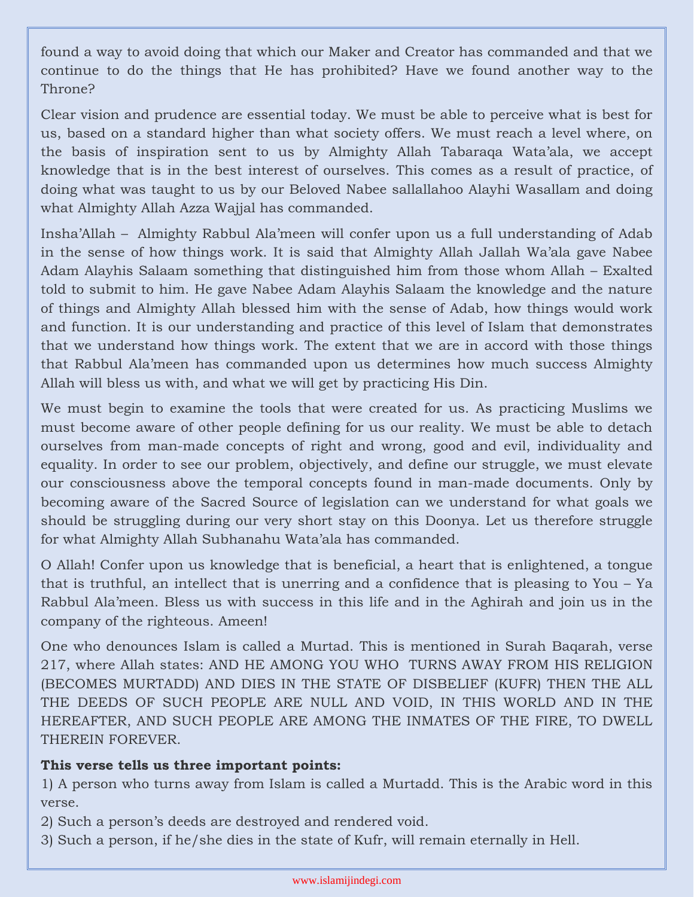found a way to avoid doing that which our Maker and Creator has commanded and that we continue to do the things that He has prohibited? Have we found another way to the Throne?

Clear vision and prudence are essential today. We must be able to perceive what is best for us, based on a standard higher than what society offers. We must reach a level where, on the basis of inspiration sent to us by Almighty Allah Tabaraqa Wata'ala, we accept knowledge that is in the best interest of ourselves. This comes as a result of practice, of doing what was taught to us by our Beloved Nabee sallallahoo Alayhi Wasallam and doing what Almighty Allah Azza Wajjal has commanded.

Insha'Allah – Almighty Rabbul Ala'meen will confer upon us a full understanding of Adab in the sense of how things work. It is said that Almighty Allah Jallah Wa'ala gave Nabee Adam Alayhis Salaam something that distinguished him from those whom Allah – Exalted told to submit to him. He gave Nabee Adam Alayhis Salaam the knowledge and the nature of things and Almighty Allah blessed him with the sense of Adab, how things would work and function. It is our understanding and practice of this level of Islam that demonstrates that we understand how things work. The extent that we are in accord with those things that Rabbul Ala'meen has commanded upon us determines how much success Almighty Allah will bless us with, and what we will get by practicing His Din.

We must begin to examine the tools that were created for us. As practicing Muslims we must become aware of other people defining for us our reality. We must be able to detach ourselves from man-made concepts of right and wrong, good and evil, individuality and equality. In order to see our problem, objectively, and define our struggle, we must elevate our consciousness above the temporal concepts found in man-made documents. Only by becoming aware of the Sacred Source of legislation can we understand for what goals we should be struggling during our very short stay on this Doonya. Let us therefore struggle for what Almighty Allah Subhanahu Wata'ala has commanded.

O Allah! Confer upon us knowledge that is beneficial, a heart that is enlightened, a tongue that is truthful, an intellect that is unerring and a confidence that is pleasing to You – Ya Rabbul Ala'meen. Bless us with success in this life and in the Aghirah and join us in the company of the righteous. Ameen!

One who denounces Islam is called a Murtad. This is mentioned in Surah Baqarah, verse 217, where Allah states: AND HE AMONG YOU WHO TURNS AWAY FROM HIS RELIGION (BECOMES MURTADD) AND DIES IN THE STATE OF DISBELIEF (KUFR) THEN THE ALL THE DEEDS OF SUCH PEOPLE ARE NULL AND VOID, IN THIS WORLD AND IN THE HEREAFTER, AND SUCH PEOPLE ARE AMONG THE INMATES OF THE FIRE, TO DWELL THEREIN FOREVER.

**This verse tells us three important points:**

1) A person who turns away from Islam is called a Murtadd. This is the Arabic word in this verse.
2) Such a person's deeds are destroyed and rendered void.
3) Such a person, if he/she dies in the state of Kufr, will remain eternally in Hell.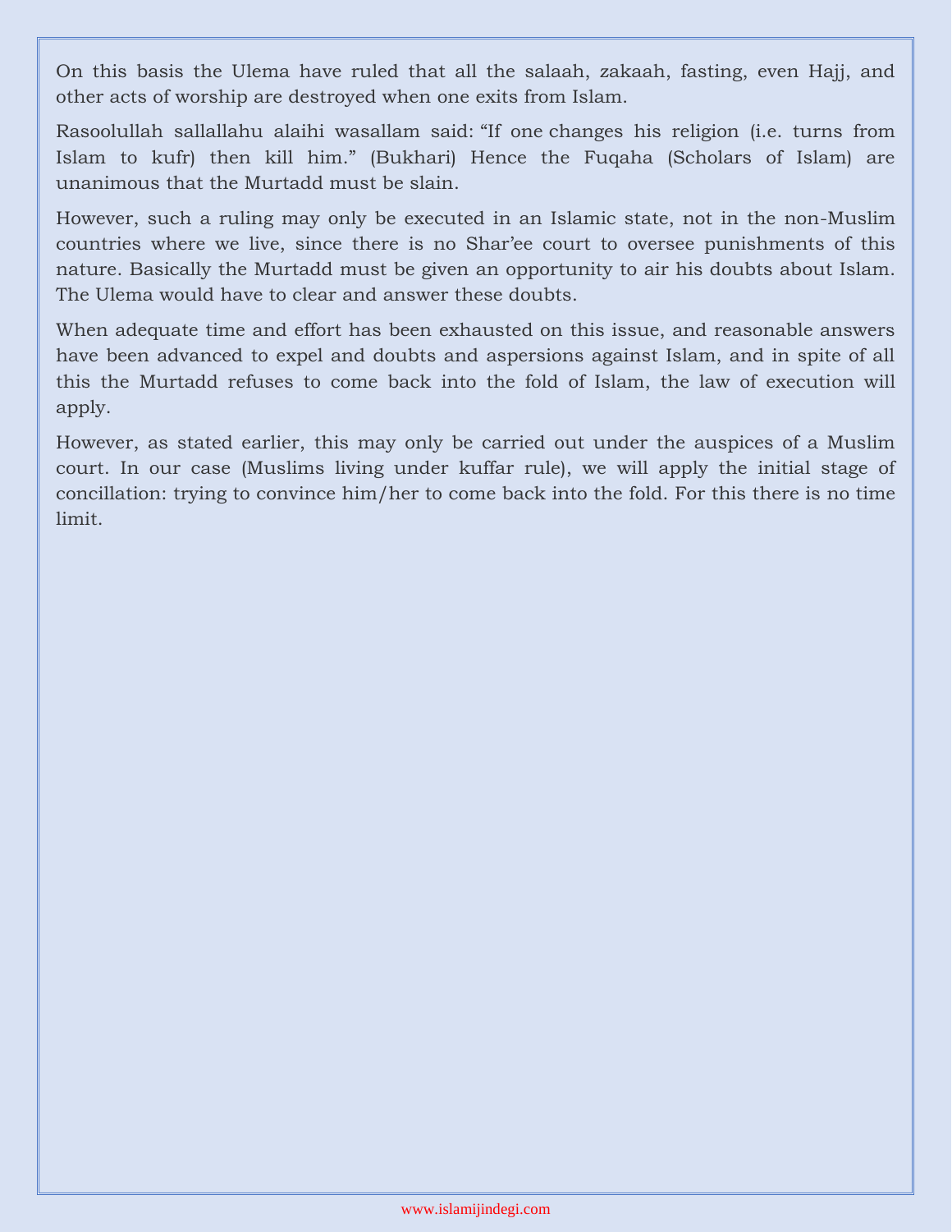On this basis the Ulema have ruled that all the salaah, zakaah, fasting, even Hajj, and other acts of worship are destroyed when one exits from Islam.

Rasoolullah sallallahu alaihi wasallam said: "If one changes his religion (i.e. turns from Islam to kufr) then kill him." (Bukhari) Hence the Fuqaha (Scholars of Islam) are unanimous that the Murtadd must be slain.

However, such a ruling may only be executed in an Islamic state, not in the non-Muslim countries where we live, since there is no Shar'ee court to oversee punishments of this nature. Basically the Murtadd must be given an opportunity to air his doubts about Islam. The Ulema would have to clear and answer these doubts.

When adequate time and effort has been exhausted on this issue, and reasonable answers have been advanced to expel and doubts and aspersions against Islam, and in spite of all this the Murtadd refuses to come back into the fold of Islam, the law of execution will apply.

However, as stated earlier, this may only be carried out under the auspices of a Muslim court. In our case (Muslims living under kuffar rule), we will apply the initial stage of concillation: trying to convince him/her to come back into the fold. For this there is no time limit.